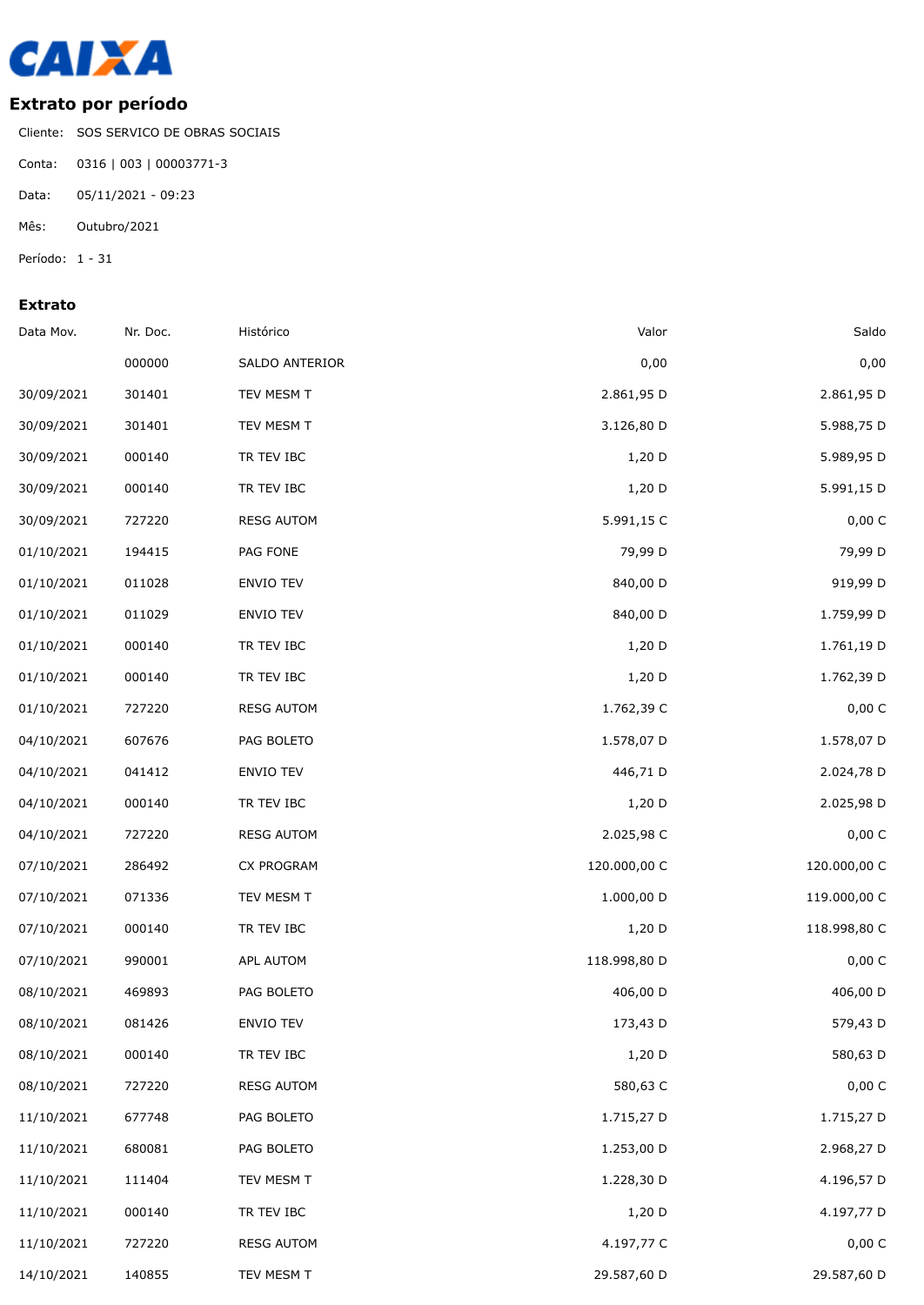**CAIXA**

## Extrato por período

Cliente: SOS SERVICO DE OBRAS SOCIAIS

Conta: 0316 | 003 | 00003771-3

Data: 05/11/2021 - 09:23

Mês: Outubro/2021

Período: 1 - 31

### Extrato

| Data Mov. | Nr. Doc. | Histórico | Valor | Saldo |
|---|---|---|---|---|
| | 000000 | SALDO ANTERIOR | 0,00 | 0,00 |
| 30/09/2021 | 301401 | TEV MESM T | 2.861,95 D | 2.861,95 D |
| 30/09/2021 | 301401 | TEV MESM T | 3.126,80 D | 5.988,75 D |
| 30/09/2021 | 000140 | TR TEV IBC | 1,20 D | 5.989,95 D |
| 30/09/2021 | 000140 | TR TEV IBC | 1,20 D | 5.991,15 D |
| 30/09/2021 | 727220 | RESG AUTOM | 5.991,15 C | 0,00 C |
| 01/10/2021 | 194415 | PAG FONE | 79,99 D | 79,99 D |
| 01/10/2021 | 011028 | ENVIO TEV | 840,00 D | 919,99 D |
| 01/10/2021 | 011029 | ENVIO TEV | 840,00 D | 1.759,99 D |
| 01/10/2021 | 000140 | TR TEV IBC | 1,20 D | 1.761,19 D |
| 01/10/2021 | 000140 | TR TEV IBC | 1,20 D | 1.762,39 D |
| 01/10/2021 | 727220 | RESG AUTOM | 1.762,39 C | 0,00 C |
| 04/10/2021 | 607676 | PAG BOLETO | 1.578,07 D | 1.578,07 D |
| 04/10/2021 | 041412 | ENVIO TEV | 446,71 D | 2.024,78 D |
| 04/10/2021 | 000140 | TR TEV IBC | 1,20 D | 2.025,98 D |
| 04/10/2021 | 727220 | RESG AUTOM | 2.025,98 C | 0,00 C |
| 07/10/2021 | 286492 | CX PROGRAM | 120.000,00 C | 120.000,00 C |
| 07/10/2021 | 071336 | TEV MESM T | 1.000,00 D | 119.000,00 C |
| 07/10/2021 | 000140 | TR TEV IBC | 1,20 D | 118.998,80 C |
| 07/10/2021 | 990001 | APL AUTOM | 118.998,80 D | 0,00 C |
| 08/10/2021 | 469893 | PAG BOLETO | 406,00 D | 406,00 D |
| 08/10/2021 | 081426 | ENVIO TEV | 173,43 D | 579,43 D |
| 08/10/2021 | 000140 | TR TEV IBC | 1,20 D | 580,63 D |
| 08/10/2021 | 727220 | RESG AUTOM | 580,63 C | 0,00 C |
| 11/10/2021 | 677748 | PAG BOLETO | 1.715,27 D | 1.715,27 D |
| 11/10/2021 | 680081 | PAG BOLETO | 1.253,00 D | 2.968,27 D |
| 11/10/2021 | 111404 | TEV MESM T | 1.228,30 D | 4.196,57 D |
| 11/10/2021 | 000140 | TR TEV IBC | 1,20 D | 4.197,77 D |
| 11/10/2021 | 727220 | RESG AUTOM | 4.197,77 C | 0,00 C |
| 14/10/2021 | 140855 | TEV MESM T | 29.587,60 D | 29.587,60 D |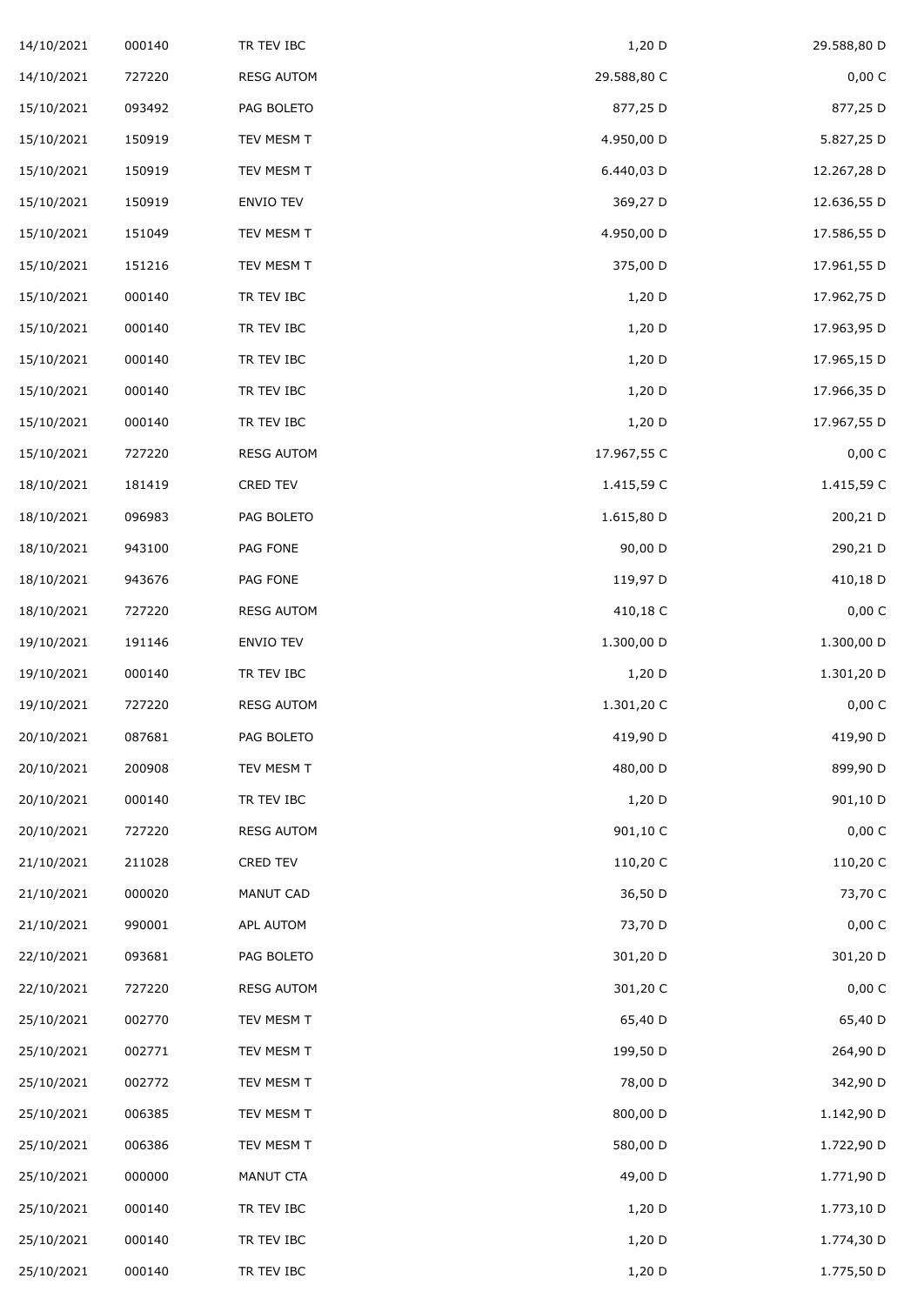| | | | | |
|---|---|---|---|---|
| 14/10/2021 | 000140 | TR TEV IBC | 1,20 D | 29.588,80 D |
| 14/10/2021 | 727220 | RESG AUTOM | 29.588,80 C | 0,00 C |
| 15/10/2021 | 093492 | PAG BOLETO | 877,25 D | 877,25 D |
| 15/10/2021 | 150919 | TEV MESM T | 4.950,00 D | 5.827,25 D |
| 15/10/2021 | 150919 | TEV MESM T | 6.440,03 D | 12.267,28 D |
| 15/10/2021 | 150919 | ENVIO TEV | 369,27 D | 12.636,55 D |
| 15/10/2021 | 151049 | TEV MESM T | 4.950,00 D | 17.586,55 D |
| 15/10/2021 | 151216 | TEV MESM T | 375,00 D | 17.961,55 D |
| 15/10/2021 | 000140 | TR TEV IBC | 1,20 D | 17.962,75 D |
| 15/10/2021 | 000140 | TR TEV IBC | 1,20 D | 17.963,95 D |
| 15/10/2021 | 000140 | TR TEV IBC | 1,20 D | 17.965,15 D |
| 15/10/2021 | 000140 | TR TEV IBC | 1,20 D | 17.966,35 D |
| 15/10/2021 | 000140 | TR TEV IBC | 1,20 D | 17.967,55 D |
| 15/10/2021 | 727220 | RESG AUTOM | 17.967,55 C | 0,00 C |
| 18/10/2021 | 181419 | CRED TEV | 1.415,59 C | 1.415,59 C |
| 18/10/2021 | 096983 | PAG BOLETO | 1.615,80 D | 200,21 D |
| 18/10/2021 | 943100 | PAG FONE | 90,00 D | 290,21 D |
| 18/10/2021 | 943676 | PAG FONE | 119,97 D | 410,18 D |
| 18/10/2021 | 727220 | RESG AUTOM | 410,18 C | 0,00 C |
| 19/10/2021 | 191146 | ENVIO TEV | 1.300,00 D | 1.300,00 D |
| 19/10/2021 | 000140 | TR TEV IBC | 1,20 D | 1.301,20 D |
| 19/10/2021 | 727220 | RESG AUTOM | 1.301,20 C | 0,00 C |
| 20/10/2021 | 087681 | PAG BOLETO | 419,90 D | 419,90 D |
| 20/10/2021 | 200908 | TEV MESM T | 480,00 D | 899,90 D |
| 20/10/2021 | 000140 | TR TEV IBC | 1,20 D | 901,10 D |
| 20/10/2021 | 727220 | RESG AUTOM | 901,10 C | 0,00 C |
| 21/10/2021 | 211028 | CRED TEV | 110,20 C | 110,20 C |
| 21/10/2021 | 000020 | MANUT CAD | 36,50 D | 73,70 C |
| 21/10/2021 | 990001 | APL AUTOM | 73,70 D | 0,00 C |
| 22/10/2021 | 093681 | PAG BOLETO | 301,20 D | 301,20 D |
| 22/10/2021 | 727220 | RESG AUTOM | 301,20 C | 0,00 C |
| 25/10/2021 | 002770 | TEV MESM T | 65,40 D | 65,40 D |
| 25/10/2021 | 002771 | TEV MESM T | 199,50 D | 264,90 D |
| 25/10/2021 | 002772 | TEV MESM T | 78,00 D | 342,90 D |
| 25/10/2021 | 006385 | TEV MESM T | 800,00 D | 1.142,90 D |
| 25/10/2021 | 006386 | TEV MESM T | 580,00 D | 1.722,90 D |
| 25/10/2021 | 000000 | MANUT CTA | 49,00 D | 1.771,90 D |
| 25/10/2021 | 000140 | TR TEV IBC | 1,20 D | 1.773,10 D |
| 25/10/2021 | 000140 | TR TEV IBC | 1,20 D | 1.774,30 D |
| 25/10/2021 | 000140 | TR TEV IBC | 1,20 D | 1.775,50 D |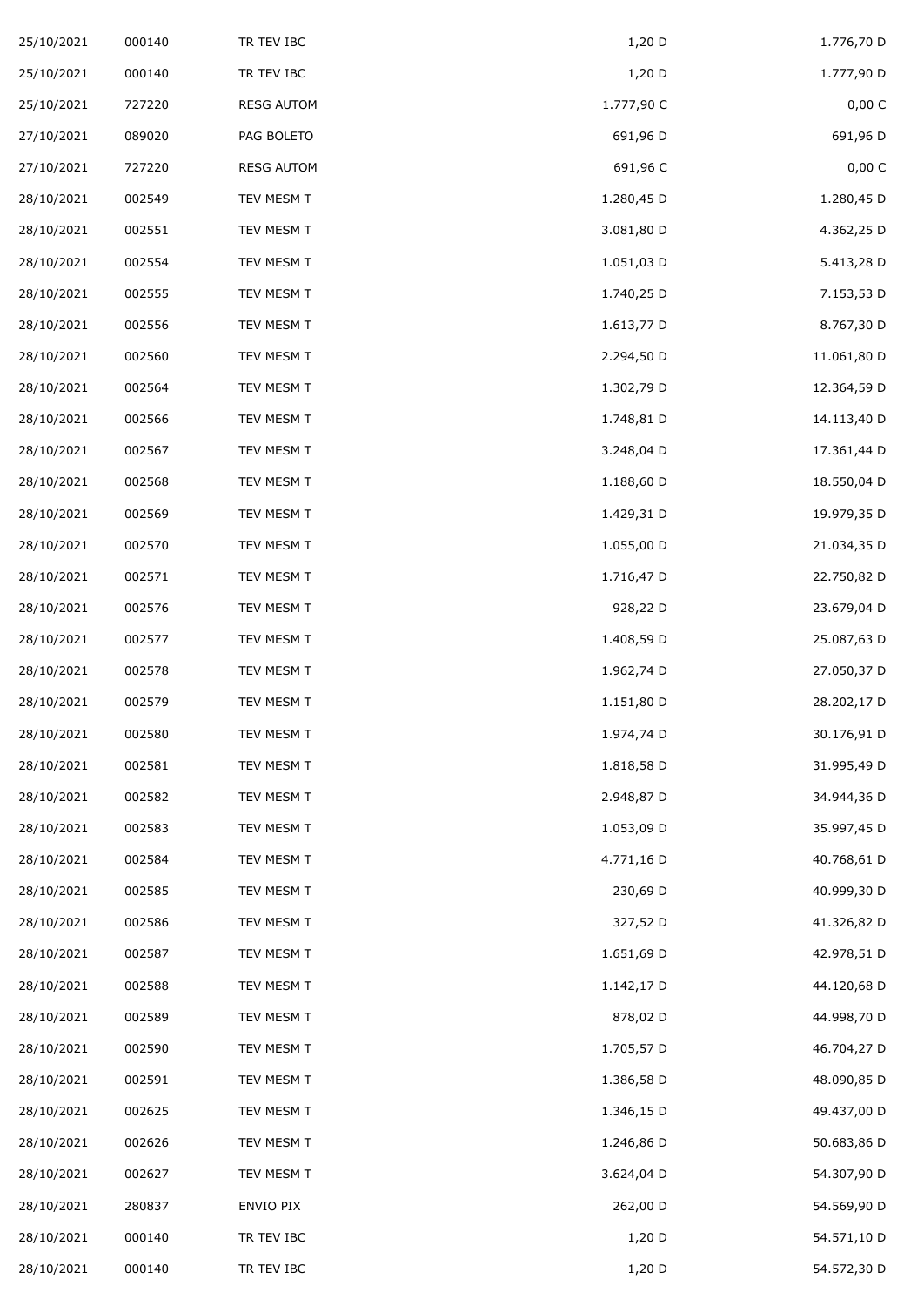| | | | | |
|---|---|---|---|---|
| 25/10/2021 | 000140 | TR TEV IBC | 1,20 D | 1.776,70 D |
| 25/10/2021 | 000140 | TR TEV IBC | 1,20 D | 1.777,90 D |
| 25/10/2021 | 727220 | RESG AUTOM | 1.777,90 C | 0,00 C |
| 27/10/2021 | 089020 | PAG BOLETO | 691,96 D | 691,96 D |
| 27/10/2021 | 727220 | RESG AUTOM | 691,96 C | 0,00 C |
| 28/10/2021 | 002549 | TEV MESM T | 1.280,45 D | 1.280,45 D |
| 28/10/2021 | 002551 | TEV MESM T | 3.081,80 D | 4.362,25 D |
| 28/10/2021 | 002554 | TEV MESM T | 1.051,03 D | 5.413,28 D |
| 28/10/2021 | 002555 | TEV MESM T | 1.740,25 D | 7.153,53 D |
| 28/10/2021 | 002556 | TEV MESM T | 1.613,77 D | 8.767,30 D |
| 28/10/2021 | 002560 | TEV MESM T | 2.294,50 D | 11.061,80 D |
| 28/10/2021 | 002564 | TEV MESM T | 1.302,79 D | 12.364,59 D |
| 28/10/2021 | 002566 | TEV MESM T | 1.748,81 D | 14.113,40 D |
| 28/10/2021 | 002567 | TEV MESM T | 3.248,04 D | 17.361,44 D |
| 28/10/2021 | 002568 | TEV MESM T | 1.188,60 D | 18.550,04 D |
| 28/10/2021 | 002569 | TEV MESM T | 1.429,31 D | 19.979,35 D |
| 28/10/2021 | 002570 | TEV MESM T | 1.055,00 D | 21.034,35 D |
| 28/10/2021 | 002571 | TEV MESM T | 1.716,47 D | 22.750,82 D |
| 28/10/2021 | 002576 | TEV MESM T | 928,22 D | 23.679,04 D |
| 28/10/2021 | 002577 | TEV MESM T | 1.408,59 D | 25.087,63 D |
| 28/10/2021 | 002578 | TEV MESM T | 1.962,74 D | 27.050,37 D |
| 28/10/2021 | 002579 | TEV MESM T | 1.151,80 D | 28.202,17 D |
| 28/10/2021 | 002580 | TEV MESM T | 1.974,74 D | 30.176,91 D |
| 28/10/2021 | 002581 | TEV MESM T | 1.818,58 D | 31.995,49 D |
| 28/10/2021 | 002582 | TEV MESM T | 2.948,87 D | 34.944,36 D |
| 28/10/2021 | 002583 | TEV MESM T | 1.053,09 D | 35.997,45 D |
| 28/10/2021 | 002584 | TEV MESM T | 4.771,16 D | 40.768,61 D |
| 28/10/2021 | 002585 | TEV MESM T | 230,69 D | 40.999,30 D |
| 28/10/2021 | 002586 | TEV MESM T | 327,52 D | 41.326,82 D |
| 28/10/2021 | 002587 | TEV MESM T | 1.651,69 D | 42.978,51 D |
| 28/10/2021 | 002588 | TEV MESM T | 1.142,17 D | 44.120,68 D |
| 28/10/2021 | 002589 | TEV MESM T | 878,02 D | 44.998,70 D |
| 28/10/2021 | 002590 | TEV MESM T | 1.705,57 D | 46.704,27 D |
| 28/10/2021 | 002591 | TEV MESM T | 1.386,58 D | 48.090,85 D |
| 28/10/2021 | 002625 | TEV MESM T | 1.346,15 D | 49.437,00 D |
| 28/10/2021 | 002626 | TEV MESM T | 1.246,86 D | 50.683,86 D |
| 28/10/2021 | 002627 | TEV MESM T | 3.624,04 D | 54.307,90 D |
| 28/10/2021 | 280837 | ENVIO PIX | 262,00 D | 54.569,90 D |
| 28/10/2021 | 000140 | TR TEV IBC | 1,20 D | 54.571,10 D |
| 28/10/2021 | 000140 | TR TEV IBC | 1,20 D | 54.572,30 D |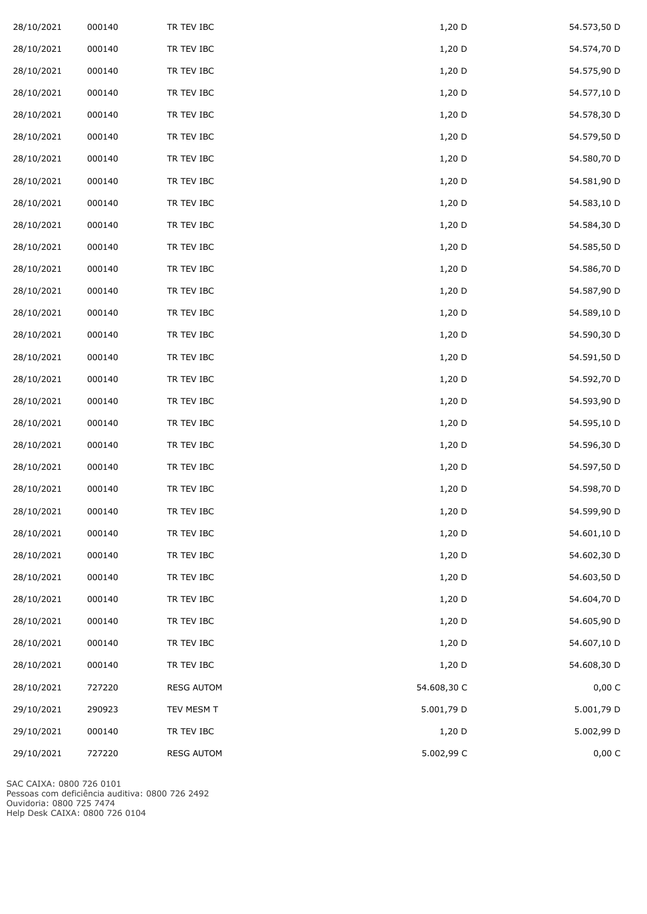| | | | | |
|---|---|---|---|---|
| 28/10/2021 | 000140 | TR TEV IBC | 1,20 D | 54.573,50 D |
| 28/10/2021 | 000140 | TR TEV IBC | 1,20 D | 54.574,70 D |
| 28/10/2021 | 000140 | TR TEV IBC | 1,20 D | 54.575,90 D |
| 28/10/2021 | 000140 | TR TEV IBC | 1,20 D | 54.577,10 D |
| 28/10/2021 | 000140 | TR TEV IBC | 1,20 D | 54.578,30 D |
| 28/10/2021 | 000140 | TR TEV IBC | 1,20 D | 54.579,50 D |
| 28/10/2021 | 000140 | TR TEV IBC | 1,20 D | 54.580,70 D |
| 28/10/2021 | 000140 | TR TEV IBC | 1,20 D | 54.581,90 D |
| 28/10/2021 | 000140 | TR TEV IBC | 1,20 D | 54.583,10 D |
| 28/10/2021 | 000140 | TR TEV IBC | 1,20 D | 54.584,30 D |
| 28/10/2021 | 000140 | TR TEV IBC | 1,20 D | 54.585,50 D |
| 28/10/2021 | 000140 | TR TEV IBC | 1,20 D | 54.586,70 D |
| 28/10/2021 | 000140 | TR TEV IBC | 1,20 D | 54.587,90 D |
| 28/10/2021 | 000140 | TR TEV IBC | 1,20 D | 54.589,10 D |
| 28/10/2021 | 000140 | TR TEV IBC | 1,20 D | 54.590,30 D |
| 28/10/2021 | 000140 | TR TEV IBC | 1,20 D | 54.591,50 D |
| 28/10/2021 | 000140 | TR TEV IBC | 1,20 D | 54.592,70 D |
| 28/10/2021 | 000140 | TR TEV IBC | 1,20 D | 54.593,90 D |
| 28/10/2021 | 000140 | TR TEV IBC | 1,20 D | 54.595,10 D |
| 28/10/2021 | 000140 | TR TEV IBC | 1,20 D | 54.596,30 D |
| 28/10/2021 | 000140 | TR TEV IBC | 1,20 D | 54.597,50 D |
| 28/10/2021 | 000140 | TR TEV IBC | 1,20 D | 54.598,70 D |
| 28/10/2021 | 000140 | TR TEV IBC | 1,20 D | 54.599,90 D |
| 28/10/2021 | 000140 | TR TEV IBC | 1,20 D | 54.601,10 D |
| 28/10/2021 | 000140 | TR TEV IBC | 1,20 D | 54.602,30 D |
| 28/10/2021 | 000140 | TR TEV IBC | 1,20 D | 54.603,50 D |
| 28/10/2021 | 000140 | TR TEV IBC | 1,20 D | 54.604,70 D |
| 28/10/2021 | 000140 | TR TEV IBC | 1,20 D | 54.605,90 D |
| 28/10/2021 | 000140 | TR TEV IBC | 1,20 D | 54.607,10 D |
| 28/10/2021 | 000140 | TR TEV IBC | 1,20 D | 54.608,30 D |
| 28/10/2021 | 727220 | RESG AUTOM | 54.608,30 C | 0,00 C |
| 29/10/2021 | 290923 | TEV MESM T | 5.001,79 D | 5.001,79 D |
| 29/10/2021 | 000140 | TR TEV IBC | 1,20 D | 5.002,99 D |
| 29/10/2021 | 727220 | RESG AUTOM | 5.002,99 C | 0,00 C |

SAC CAIXA: 0800 726 0101
Pessoas com deficiência auditiva: 0800 726 2492
Ouvidoria: 0800 725 7474
Help Desk CAIXA: 0800 726 0104